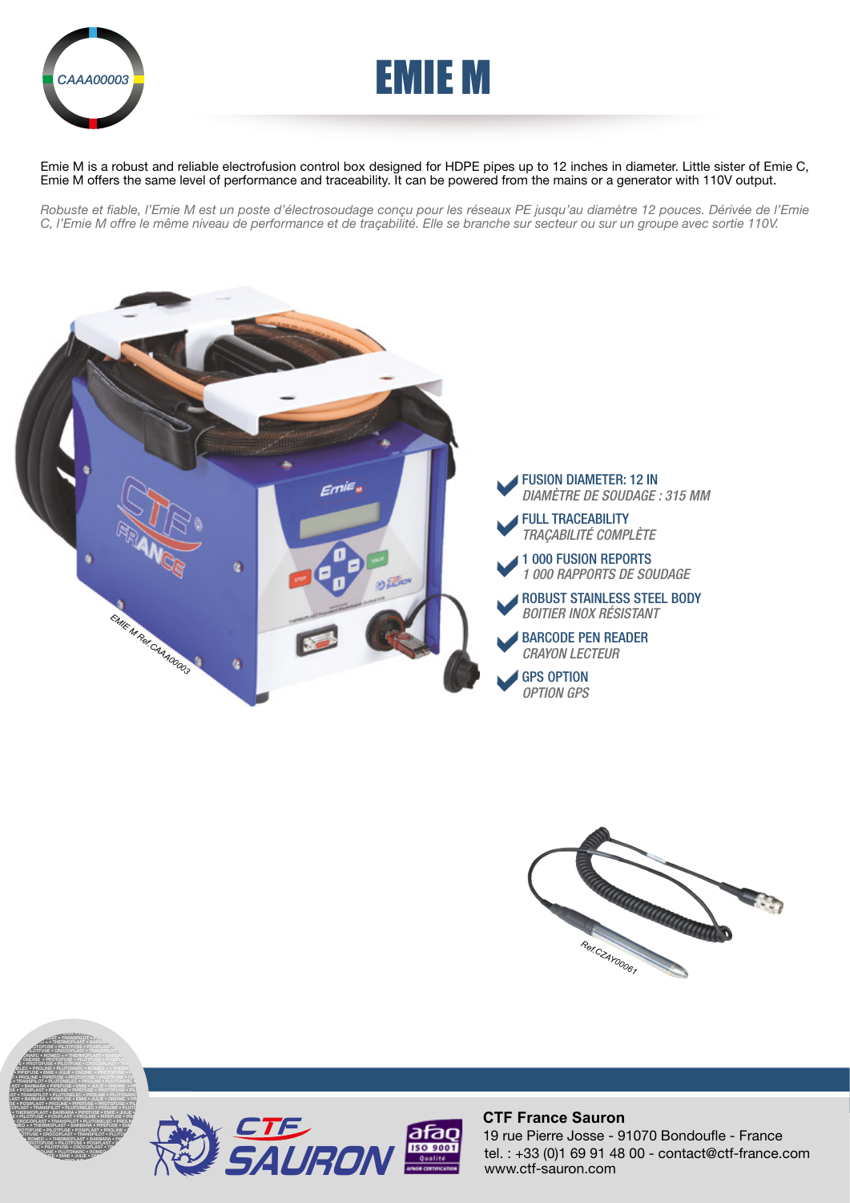CAAA00003

# EMIE M

Emie M is a robust and reliable electrofusion control box designed for HDPE pipes up to 12 inches in diameter. Little sister of Emie C, Emie M offers the same level of performance and traceability. It can be powered from the mains or a generator with 110V output.

*Robuste et fiable, l'Emie M est un poste d'électrosoudage conçu pour les réseaux PE jusqu'au diamètre 12 pouces. Dérivée de l'Emie C, l'Emie M offre le même niveau de performance et de traçabilité. Elle se branche sur secteur ou sur un groupe avec sortie 110V.*

EMIE M Ref.CAAA00003

- **FUSION DIAMETER: 12 IN**
  *DIAMÈTRE DE SOUDAGE : 315 MM*
- **FULL TRACEABILITY**
  *TRAÇABILITÉ COMPLÈTE*
- **1 000 FUSION REPORTS**
  *1 000 RAPPORTS DE SOUDAGE*
- **ROBUST STAINLESS STEEL BODY**
  *BOITIER INOX RÉSISTANT*
- **BARCODE PEN READER**
  *CRAYON LECTEUR*
- **GPS OPTION**
  *OPTION GPS*

Ref.CZAY00061

**CTF France Sauron**
19 rue Pierre Josse - 91070 Bondoufle - France
tel. : +33 (0)1 69 91 48 00 - contact@ctf-france.com
www.ctf-sauron.com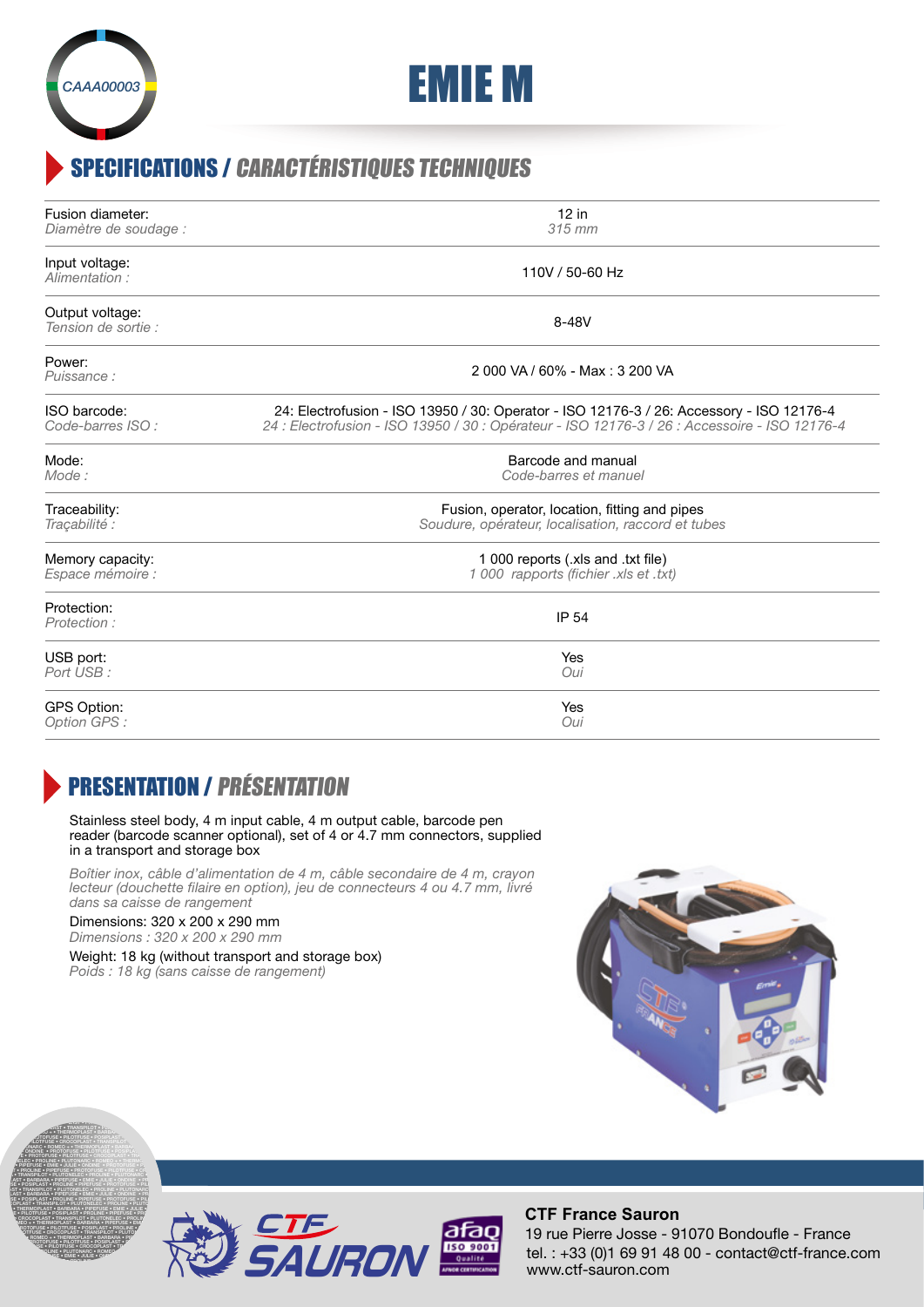CAAA00003

# EMIE M

## SPECIFICATIONS / *CARACTÉRISTIQUES TECHNIQUES*

| | |
|---|---|
| Fusion diameter:<br>*Diamètre de soudage :* | 12 in<br>*315 mm* |
| Input voltage:<br>*Alimentation :* | 110V / 50-60 Hz |
| Output voltage:<br>*Tension de sortie :* | 8-48V |
| Power:<br>*Puissance :* | 2 000 VA / 60% - Max : 3 200 VA |
| ISO barcode:<br>*Code-barres ISO :* | 24: Electrofusion - ISO 13950 / 30: Operator - ISO 12176-3 / 26: Accessory - ISO 12176-4<br>*24 : Electrofusion - ISO 13950 / 30 : Opérateur - ISO 12176-3 / 26 : Accessoire - ISO 12176-4* |
| Mode:<br>*Mode :* | Barcode and manual<br>*Code-barres et manuel* |
| Traceability:<br>*Traçabilité :* | Fusion, operator, location, fitting and pipes<br>*Soudure, opérateur, localisation, raccord et tubes* |
| Memory capacity:<br>*Espace mémoire :* | 1 000 reports (.xls and .txt file)<br>*1 000 rapports (fichier .xls et .txt)* |
| Protection:<br>*Protection :* | IP 54 |
| USB port:<br>*Port USB :* | Yes<br>*Oui* |
| GPS Option:<br>*Option GPS :* | Yes<br>*Oui* |

## PRESENTATION / *PRÉSENTATION*

Stainless steel body, 4 m input cable, 4 m output cable, barcode pen reader (barcode scanner optional), set of 4 or 4.7 mm connectors, supplied in a transport and storage box

*Boîtier inox, câble d'alimentation de 4 m, câble secondaire de 4 m, crayon lecteur (douchette filaire en option), jeu de connecteurs 4 ou 4.7 mm, livré dans sa caisse de rangement*

Dimensions: 320 x 200 x 290 mm
*Dimensions : 320 x 200 x 290 mm*

Weight: 18 kg (without transport and storage box)
*Poids : 18 kg (sans caisse de rangement)*

**CTF France Sauron**
19 rue Pierre Josse - 91070 Bondoufle - France
tel. : +33 (0)1 69 91 48 00 - contact@ctf-france.com
www.ctf-sauron.com